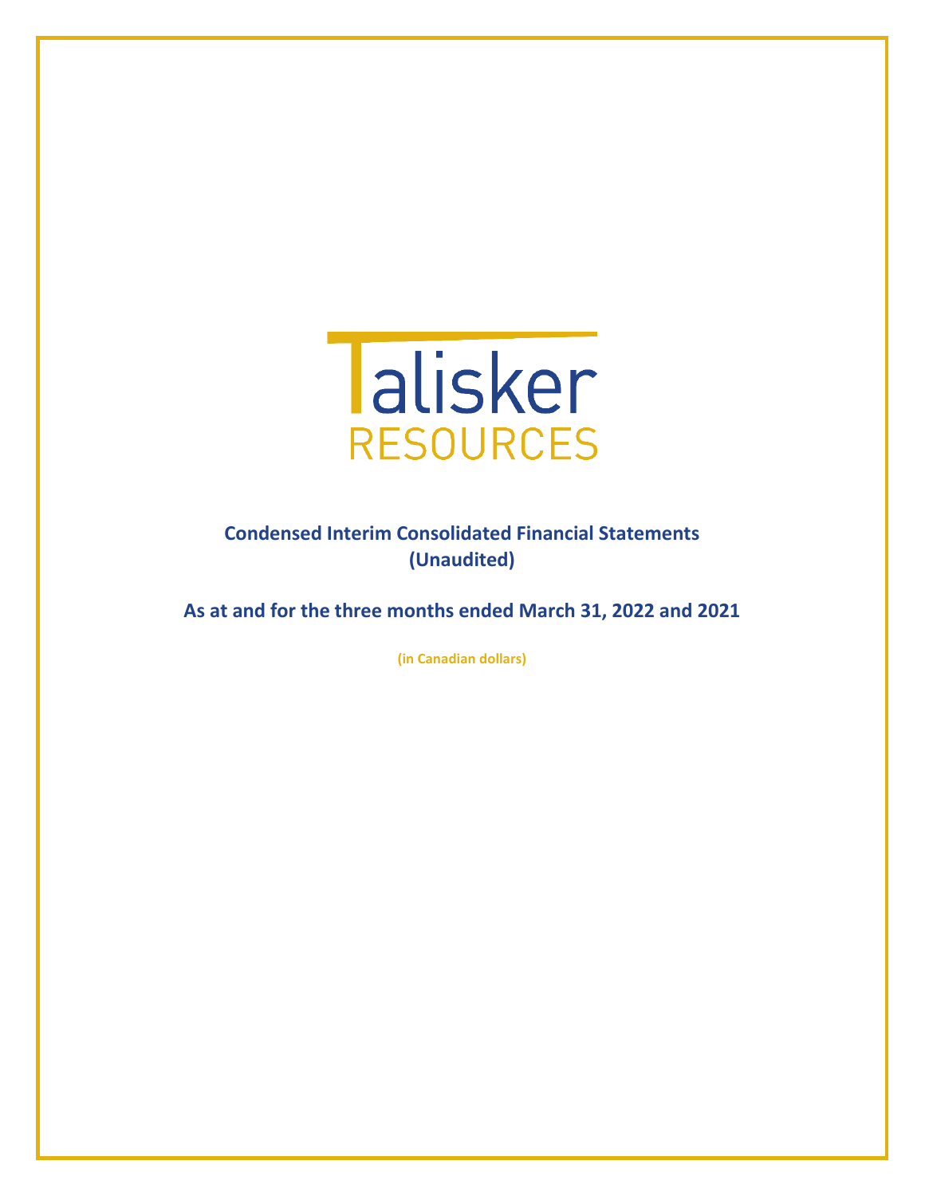Talisker
RESOURCES

# Condensed Interim Consolidated Financial Statements (Unaudited)

## As at and for the three months ended March 31, 2022 and 2021

**(in Canadian dollars)**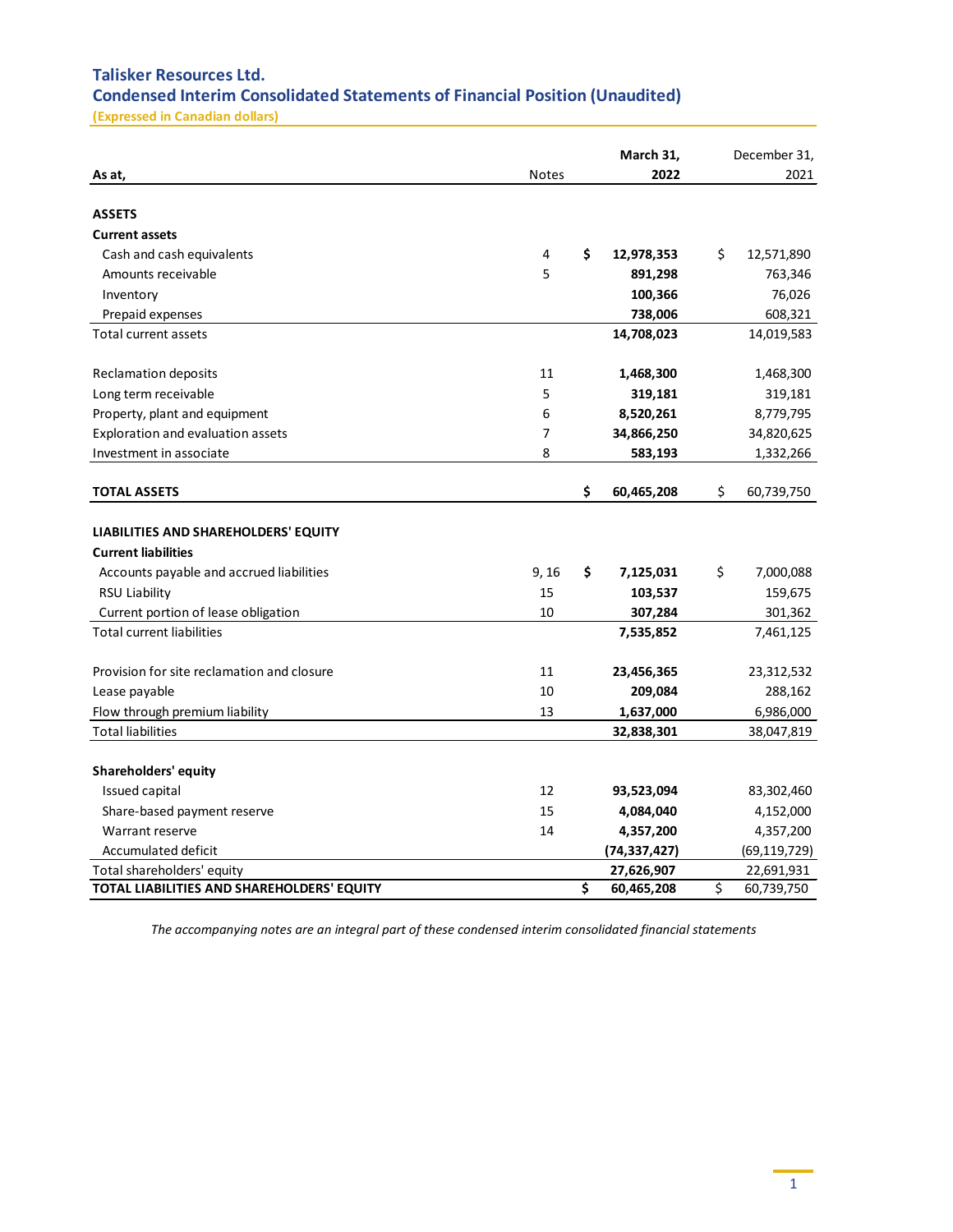# Talisker Resources Ltd.

## Condensed Interim Consolidated Statements of Financial Position (Unaudited)

**(Expressed in Canadian dollars)**

| As at, | Notes | March 31, 2022 | December 31, 2021 |
|---|---|---|---|
| **ASSETS** | | | |
| **Current assets** | | | |
| Cash and cash equivalents | 4 | **$ 12,978,353** | $ 12,571,890 |
| Amounts receivable | 5 | **891,298** | 763,346 |
| Inventory | | **100,366** | 76,026 |
| Prepaid expenses | | **738,006** | 608,321 |
| Total current assets | | **14,708,023** | 14,019,583 |
| | | | |
| Reclamation deposits | 11 | **1,468,300** | 1,468,300 |
| Long term receivable | 5 | **319,181** | 319,181 |
| Property, plant and equipment | 6 | **8,520,261** | 8,779,795 |
| Exploration and evaluation assets | 7 | **34,866,250** | 34,820,625 |
| Investment in associate | 8 | **583,193** | 1,332,266 |
| | | | |
| **TOTAL ASSETS** | | **$ 60,465,208** | $ 60,739,750 |
| | | | |
| **LIABILITIES AND SHAREHOLDERS' EQUITY** | | | |
| **Current liabilities** | | | |
| Accounts payable and accrued liabilities | 9, 16 | **$ 7,125,031** | $ 7,000,088 |
| RSU Liability | 15 | **103,537** | 159,675 |
| Current portion of lease obligation | 10 | **307,284** | 301,362 |
| Total current liabilities | | **7,535,852** | 7,461,125 |
| | | | |
| Provision for site reclamation and closure | 11 | **23,456,365** | 23,312,532 |
| Lease payable | 10 | **209,084** | 288,162 |
| Flow through premium liability | 13 | **1,637,000** | 6,986,000 |
| Total liabilities | | **32,838,301** | 38,047,819 |
| | | | |
| **Shareholders' equity** | | | |
| Issued capital | 12 | **93,523,094** | 83,302,460 |
| Share-based payment reserve | 15 | **4,084,040** | 4,152,000 |
| Warrant reserve | 14 | **4,357,200** | 4,357,200 |
| Accumulated deficit | | **(74,337,427)** | (69,119,729) |
| Total shareholders' equity | | **27,626,907** | 22,691,931 |
| **TOTAL LIABILITIES AND SHAREHOLDERS' EQUITY** | | **$ 60,465,208** | $ 60,739,750 |

*The accompanying notes are an integral part of these condensed interim consolidated financial statements*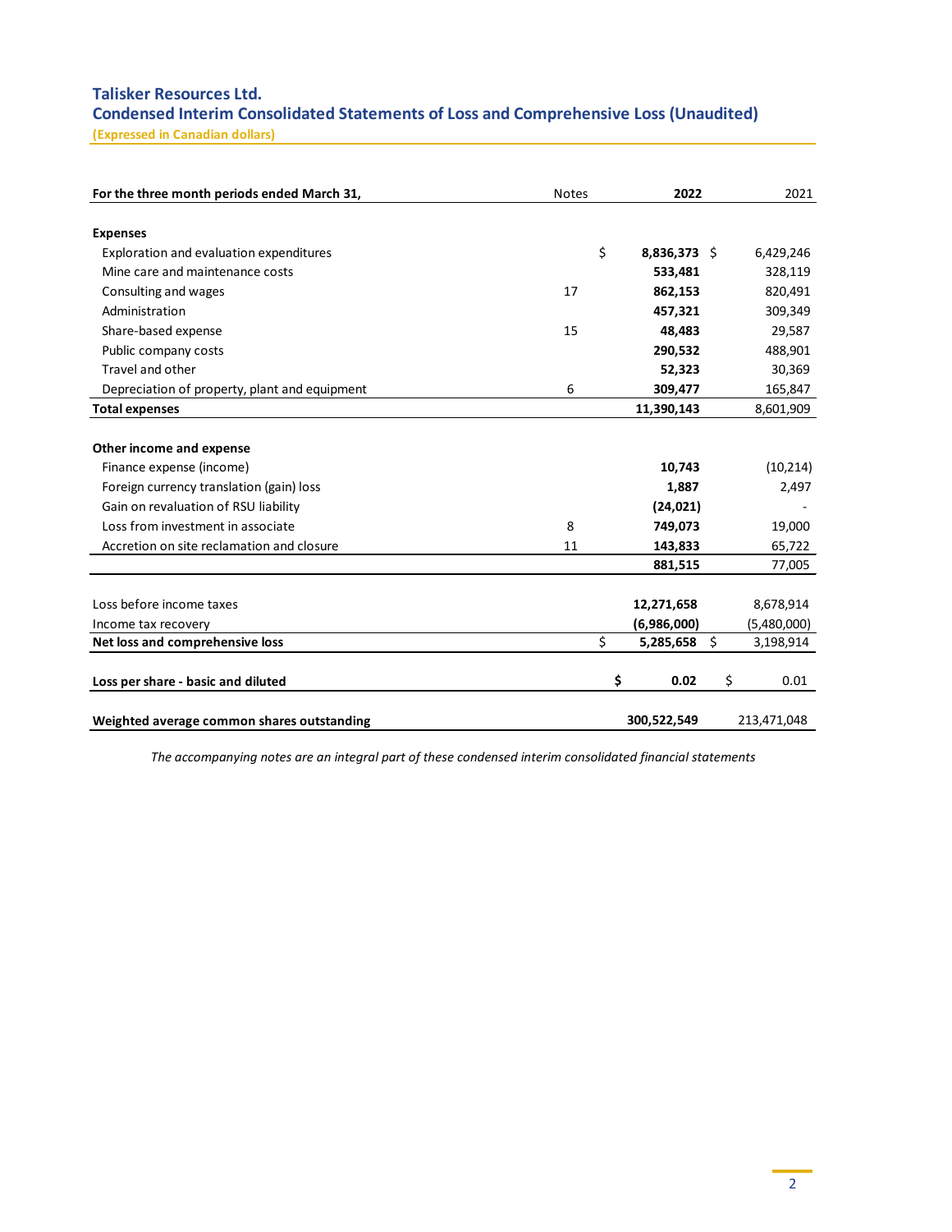# Talisker Resources Ltd.

## Condensed Interim Consolidated Statements of Loss and Comprehensive Loss (Unaudited)

**(Expressed in Canadian dollars)**

| For the three month periods ended March 31, | Notes | 2022 | 2021 |
|---|---|---|---|
| **Expenses** | | | |
| Exploration and evaluation expenditures | | $ **8,836,373** | $ 6,429,246 |
| Mine care and maintenance costs | | **533,481** | 328,119 |
| Consulting and wages | 17 | **862,153** | 820,491 |
| Administration | | **457,321** | 309,349 |
| Share-based expense | 15 | **48,483** | 29,587 |
| Public company costs | | **290,532** | 488,901 |
| Travel and other | | **52,323** | 30,369 |
| Depreciation of property, plant and equipment | 6 | **309,477** | 165,847 |
| **Total expenses** | | **11,390,143** | 8,601,909 |
| **Other income and expense** | | | |
| Finance expense (income) | | **10,743** | (10,214) |
| Foreign currency translation (gain) loss | | **1,887** | 2,497 |
| Gain on revaluation of RSU liability | | **(24,021)** | - |
| Loss from investment in associate | 8 | **749,073** | 19,000 |
| Accretion on site reclamation and closure | 11 | **143,833** | 65,722 |
| | | **881,515** | 77,005 |
| Loss before income taxes | | **12,271,658** | 8,678,914 |
| Income tax recovery | | **(6,986,000)** | (5,480,000) |
| **Net loss and comprehensive loss** | | $ **5,285,658** | $ 3,198,914 |
| **Loss per share - basic and diluted** | | **$ 0.02** | $ 0.01 |
| **Weighted average common shares outstanding** | | **300,522,549** | 213,471,048 |

*The accompanying notes are an integral part of these condensed interim consolidated financial statements*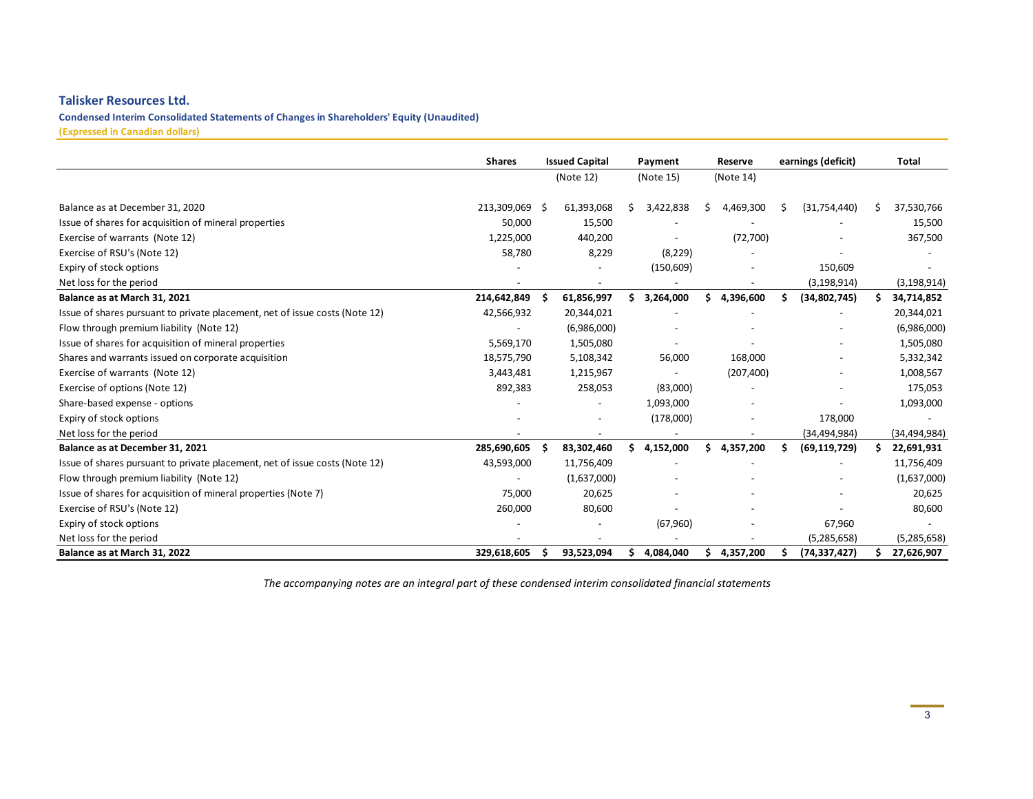# Talisker Resources Ltd.

### Condensed Interim Consolidated Statements of Changes in Shareholders' Equity (Unaudited)

**(Expressed in Canadian dollars)**

| | Shares | Issued Capital | Payment | Reserve | earnings (deficit) | Total |
|---|---|---|---|---|---|---|
| | | (Note 12) | (Note 15) | (Note 14) | | |
| Balance as at December 31, 2020 | 213,309,069 | $ 61,393,068 | $ 3,422,838 | $ 4,469,300 | $ (31,754,440) | $ 37,530,766 |
| Issue of shares for acquisition of mineral properties | 50,000 | 15,500 | - | - | - | 15,500 |
| Exercise of warrants (Note 12) | 1,225,000 | 440,200 | - | (72,700) | - | 367,500 |
| Exercise of RSU's (Note 12) | 58,780 | 8,229 | (8,229) | - | - | - |
| Expiry of stock options | - | - | (150,609) | - | 150,609 | - |
| Net loss for the period | - | - | - | - | (3,198,914) | (3,198,914) |
| **Balance as at March 31, 2021** | **214,642,849** | **$ 61,856,997** | **$ 3,264,000** | **$ 4,396,600** | **$ (34,802,745)** | **$ 34,714,852** |
| Issue of shares pursuant to private placement, net of issue costs (Note 12) | 42,566,932 | 20,344,021 | - | - | - | 20,344,021 |
| Flow through premium liability (Note 12) | - | (6,986,000) | - | - | - | (6,986,000) |
| Issue of shares for acquisition of mineral properties | 5,569,170 | 1,505,080 | - | - | - | 1,505,080 |
| Shares and warrants issued on corporate acquisition | 18,575,790 | 5,108,342 | 56,000 | 168,000 | - | 5,332,342 |
| Exercise of warrants (Note 12) | 3,443,481 | 1,215,967 | - | (207,400) | - | 1,008,567 |
| Exercise of options (Note 12) | 892,383 | 258,053 | (83,000) | - | - | 175,053 |
| Share-based expense - options | - | - | 1,093,000 | - | - | 1,093,000 |
| Expiry of stock options | - | - | (178,000) | - | 178,000 | - |
| Net loss for the period | - | - | - | - | (34,494,984) | (34,494,984) |
| **Balance as at December 31, 2021** | **285,690,605** | **$ 83,302,460** | **$ 4,152,000** | **$ 4,357,200** | **$ (69,119,729)** | **$ 22,691,931** |
| Issue of shares pursuant to private placement, net of issue costs (Note 12) | 43,593,000 | 11,756,409 | - | - | - | 11,756,409 |
| Flow through premium liability (Note 12) | - | (1,637,000) | - | - | - | (1,637,000) |
| Issue of shares for acquisition of mineral properties (Note 7) | 75,000 | 20,625 | - | - | - | 20,625 |
| Exercise of RSU's (Note 12) | 260,000 | 80,600 | - | - | - | 80,600 |
| Expiry of stock options | - | - | (67,960) | - | 67,960 | - |
| Net loss for the period | - | - | - | - | (5,285,658) | (5,285,658) |
| **Balance as at March 31, 2022** | **329,618,605** | **$ 93,523,094** | **$ 4,084,040** | **$ 4,357,200** | **$ (74,337,427)** | **$ 27,626,907** |

*The accompanying notes are an integral part of these condensed interim consolidated financial statements*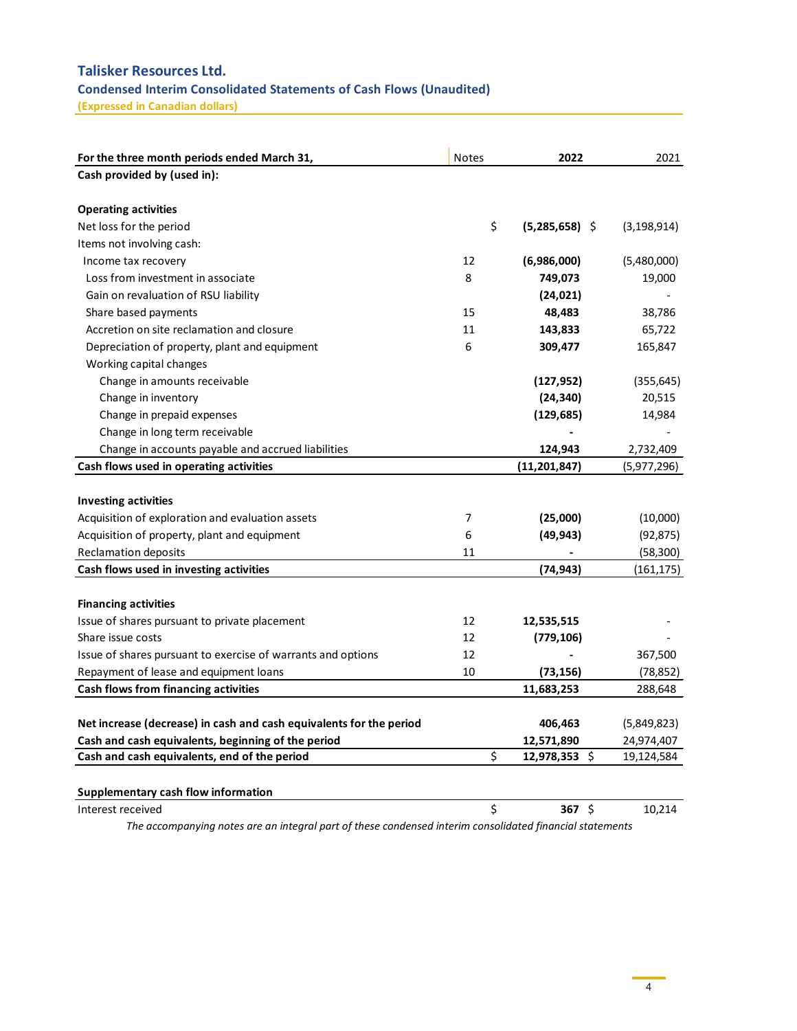# Talisker Resources Ltd.

## Condensed Interim Consolidated Statements of Cash Flows (Unaudited)

(Expressed in Canadian dollars)

| For the three month periods ended March 31, | Notes | 2022 | 2021 |
|---|---|---|---|
| **Cash provided by (used in):** | | | |
| | | | |
| **Operating activities** | | | |
| Net loss for the period | | $ **(5,285,658)** | $ (3,198,914) |
| Items not involving cash: | | | |
| Income tax recovery | 12 | **(6,986,000)** | (5,480,000) |
| Loss from investment in associate | 8 | **749,073** | 19,000 |
| Gain on revaluation of RSU liability | | **(24,021)** | - |
| Share based payments | 15 | **48,483** | 38,786 |
| Accretion on site reclamation and closure | 11 | **143,833** | 65,722 |
| Depreciation of property, plant and equipment | 6 | **309,477** | 165,847 |
| Working capital changes | | | |
| Change in amounts receivable | | **(127,952)** | (355,645) |
| Change in inventory | | **(24,340)** | 20,515 |
| Change in prepaid expenses | | **(129,685)** | 14,984 |
| Change in long term receivable | | **-** | - |
| Change in accounts payable and accrued liabilities | | **124,943** | 2,732,409 |
| **Cash flows used in operating activities** | | **(11,201,847)** | (5,977,296) |
| | | | |
| **Investing activities** | | | |
| Acquisition of exploration and evaluation assets | 7 | **(25,000)** | (10,000) |
| Acquisition of property, plant and equipment | 6 | **(49,943)** | (92,875) |
| Reclamation deposits | 11 | **-** | (58,300) |
| **Cash flows used in investing activities** | | **(74,943)** | (161,175) |
| | | | |
| **Financing activities** | | | |
| Issue of shares pursuant to private placement | 12 | **12,535,515** | - |
| Share issue costs | 12 | **(779,106)** | - |
| Issue of shares pursuant to exercise of warrants and options | 12 | **-** | 367,500 |
| Repayment of lease and equipment loans | 10 | **(73,156)** | (78,852) |
| **Cash flows from financing activities** | | **11,683,253** | 288,648 |
| | | | |
| **Net increase (decrease) in cash and cash equivalents for the period** | | **406,463** | (5,849,823) |
| **Cash and cash equivalents, beginning of the period** | | **12,571,890** | 24,974,407 |
| **Cash and cash equivalents, end of the period** | | $ **12,978,353** | $ 19,124,584 |
| | | | |
| **Supplementary cash flow information** | | | |
| Interest received | | $ **367** | $ 10,214 |

*The accompanying notes are an integral part of these condensed interim consolidated financial statements*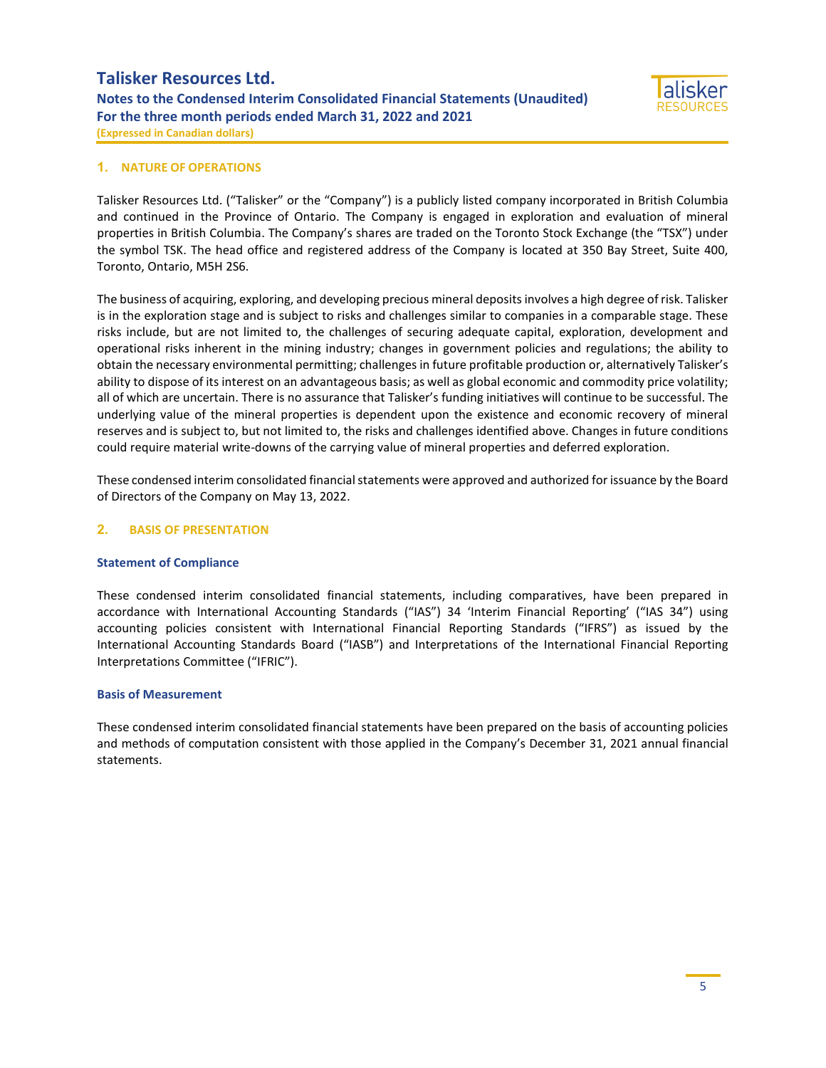## 1. NATURE OF OPERATIONS

Talisker Resources Ltd. ("Talisker" or the "Company") is a publicly listed company incorporated in British Columbia and continued in the Province of Ontario. The Company is engaged in exploration and evaluation of mineral properties in British Columbia. The Company's shares are traded on the Toronto Stock Exchange (the "TSX") under the symbol TSK. The head office and registered address of the Company is located at 350 Bay Street, Suite 400, Toronto, Ontario, M5H 2S6.

The business of acquiring, exploring, and developing precious mineral deposits involves a high degree of risk. Talisker is in the exploration stage and is subject to risks and challenges similar to companies in a comparable stage. These risks include, but are not limited to, the challenges of securing adequate capital, exploration, development and operational risks inherent in the mining industry; changes in government policies and regulations; the ability to obtain the necessary environmental permitting; challenges in future profitable production or, alternatively Talisker's ability to dispose of its interest on an advantageous basis; as well as global economic and commodity price volatility; all of which are uncertain. There is no assurance that Talisker's funding initiatives will continue to be successful. The underlying value of the mineral properties is dependent upon the existence and economic recovery of mineral reserves and is subject to, but not limited to, the risks and challenges identified above. Changes in future conditions could require material write-downs of the carrying value of mineral properties and deferred exploration.

These condensed interim consolidated financial statements were approved and authorized for issuance by the Board of Directors of the Company on May 13, 2022.

## 2. BASIS OF PRESENTATION

### Statement of Compliance

These condensed interim consolidated financial statements, including comparatives, have been prepared in accordance with International Accounting Standards ("IAS") 34 'Interim Financial Reporting' ("IAS 34") using accounting policies consistent with International Financial Reporting Standards ("IFRS") as issued by the International Accounting Standards Board ("IASB") and Interpretations of the International Financial Reporting Interpretations Committee ("IFRIC").

### Basis of Measurement

These condensed interim consolidated financial statements have been prepared on the basis of accounting policies and methods of computation consistent with those applied in the Company's December 31, 2021 annual financial statements.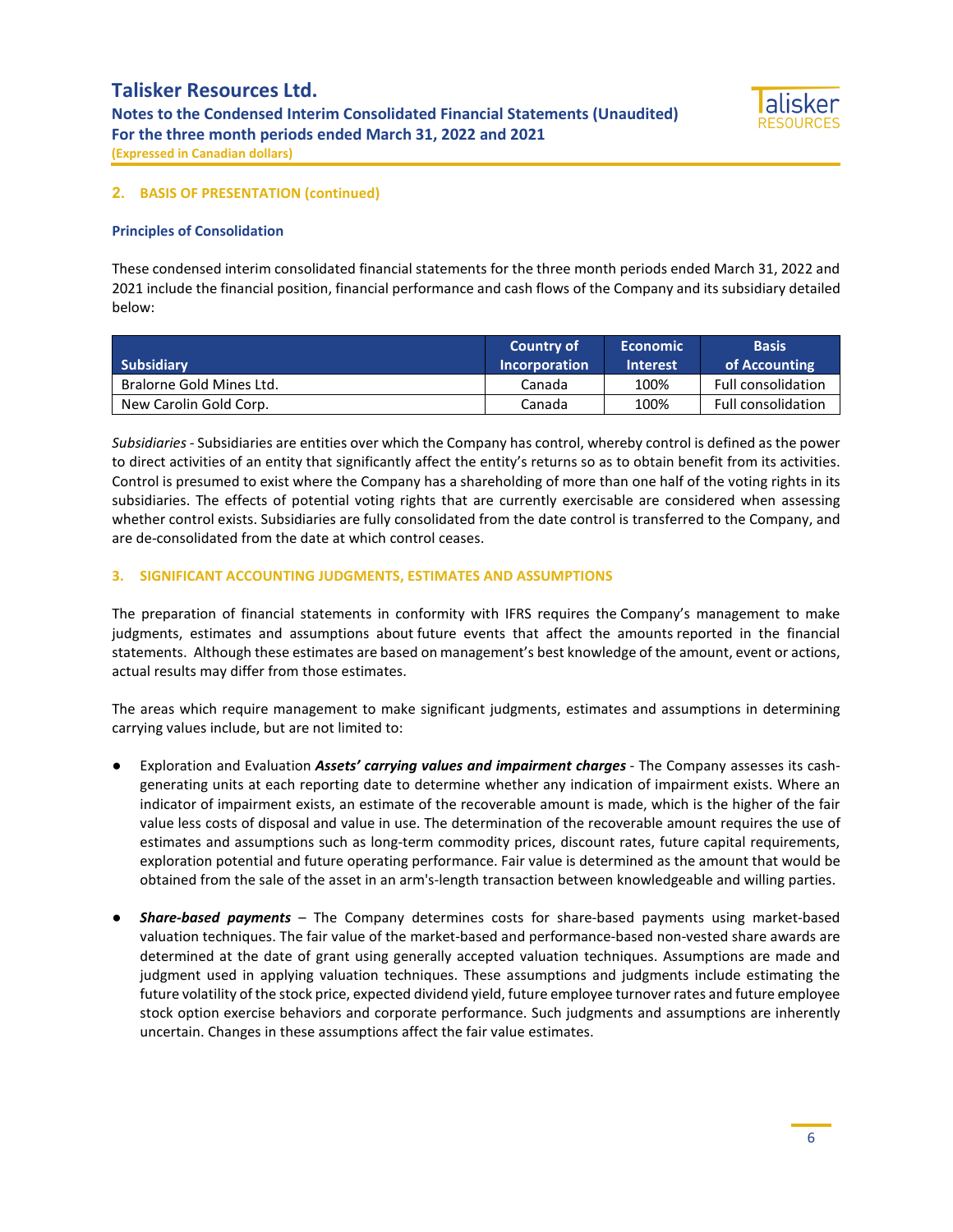## 2. BASIS OF PRESENTATION (continued)

### Principles of Consolidation

These condensed interim consolidated financial statements for the three month periods ended March 31, 2022 and 2021 include the financial position, financial performance and cash flows of the Company and its subsidiary detailed below:

| Subsidiary | Country of Incorporation | Economic Interest | Basis of Accounting |
|---|---|---|---|
| Bralorne Gold Mines Ltd. | Canada | 100% | Full consolidation |
| New Carolin Gold Corp. | Canada | 100% | Full consolidation |

*Subsidiaries* - Subsidiaries are entities over which the Company has control, whereby control is defined as the power to direct activities of an entity that significantly affect the entity's returns so as to obtain benefit from its activities. Control is presumed to exist where the Company has a shareholding of more than one half of the voting rights in its subsidiaries. The effects of potential voting rights that are currently exercisable are considered when assessing whether control exists. Subsidiaries are fully consolidated from the date control is transferred to the Company, and are de-consolidated from the date at which control ceases.

## 3. SIGNIFICANT ACCOUNTING JUDGMENTS, ESTIMATES AND ASSUMPTIONS

The preparation of financial statements in conformity with IFRS requires the Company's management to make judgments, estimates and assumptions about future events that affect the amounts reported in the financial statements. Although these estimates are based on management's best knowledge of the amount, event or actions, actual results may differ from those estimates.

The areas which require management to make significant judgments, estimates and assumptions in determining carrying values include, but are not limited to:

- Exploration and Evaluation ***Assets' carrying values and impairment charges*** - The Company assesses its cash-generating units at each reporting date to determine whether any indication of impairment exists. Where an indicator of impairment exists, an estimate of the recoverable amount is made, which is the higher of the fair value less costs of disposal and value in use. The determination of the recoverable amount requires the use of estimates and assumptions such as long-term commodity prices, discount rates, future capital requirements, exploration potential and future operating performance. Fair value is determined as the amount that would be obtained from the sale of the asset in an arm's-length transaction between knowledgeable and willing parties.

- ***Share-based payments*** – The Company determines costs for share-based payments using market-based valuation techniques. The fair value of the market-based and performance-based non-vested share awards are determined at the date of grant using generally accepted valuation techniques. Assumptions are made and judgment used in applying valuation techniques. These assumptions and judgments include estimating the future volatility of the stock price, expected dividend yield, future employee turnover rates and future employee stock option exercise behaviors and corporate performance. Such judgments and assumptions are inherently uncertain. Changes in these assumptions affect the fair value estimates.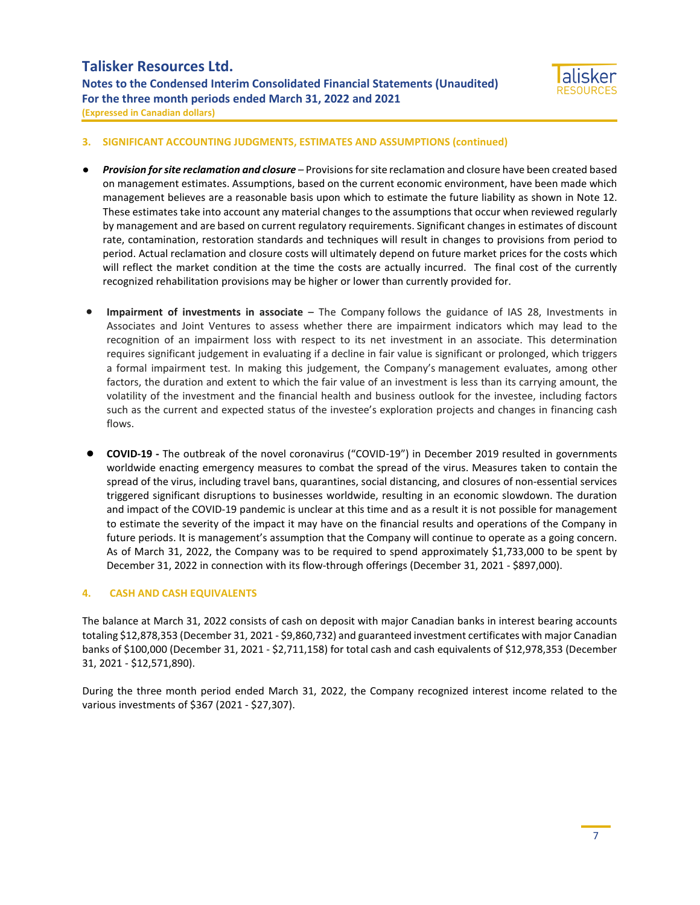## 3. SIGNIFICANT ACCOUNTING JUDGMENTS, ESTIMATES AND ASSUMPTIONS (continued)

- ***Provision for site reclamation and closure*** – Provisions for site reclamation and closure have been created based on management estimates. Assumptions, based on the current economic environment, have been made which management believes are a reasonable basis upon which to estimate the future liability as shown in Note 12. These estimates take into account any material changes to the assumptions that occur when reviewed regularly by management and are based on current regulatory requirements. Significant changes in estimates of discount rate, contamination, restoration standards and techniques will result in changes to provisions from period to period. Actual reclamation and closure costs will ultimately depend on future market prices for the costs which will reflect the market condition at the time the costs are actually incurred. The final cost of the currently recognized rehabilitation provisions may be higher or lower than currently provided for.

- **Impairment of investments in associate** – The Company follows the guidance of IAS 28, Investments in Associates and Joint Ventures to assess whether there are impairment indicators which may lead to the recognition of an impairment loss with respect to its net investment in an associate. This determination requires significant judgement in evaluating if a decline in fair value is significant or prolonged, which triggers a formal impairment test. In making this judgement, the Company's management evaluates, among other factors, the duration and extent to which the fair value of an investment is less than its carrying amount, the volatility of the investment and the financial health and business outlook for the investee, including factors such as the current and expected status of the investee's exploration projects and changes in financing cash flows.

- **COVID-19 -** The outbreak of the novel coronavirus ("COVID-19") in December 2019 resulted in governments worldwide enacting emergency measures to combat the spread of the virus. Measures taken to contain the spread of the virus, including travel bans, quarantines, social distancing, and closures of non-essential services triggered significant disruptions to businesses worldwide, resulting in an economic slowdown. The duration and impact of the COVID-19 pandemic is unclear at this time and as a result it is not possible for management to estimate the severity of the impact it may have on the financial results and operations of the Company in future periods. It is management's assumption that the Company will continue to operate as a going concern. As of March 31, 2022, the Company was to be required to spend approximately $1,733,000 to be spent by December 31, 2022 in connection with its flow-through offerings (December 31, 2021 - $897,000).

## 4. CASH AND CASH EQUIVALENTS

The balance at March 31, 2022 consists of cash on deposit with major Canadian banks in interest bearing accounts totaling $12,878,353 (December 31, 2021 - $9,860,732) and guaranteed investment certificates with major Canadian banks of $100,000 (December 31, 2021 - $2,711,158) for total cash and cash equivalents of $12,978,353 (December 31, 2021 - $12,571,890).

During the three month period ended March 31, 2022, the Company recognized interest income related to the various investments of $367 (2021 - $27,307).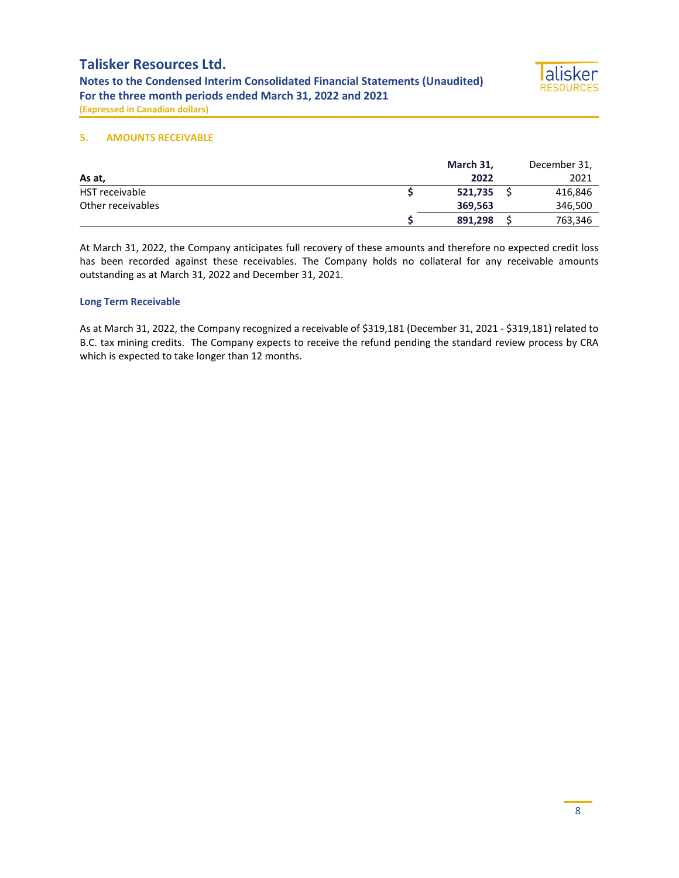## 5. AMOUNTS RECEIVABLE

| As at, | | March 31, 2022 | | December 31, 2021 |
|---|---|---|---|---|
| HST receivable | $ | **521,735** | $ | 416,846 |
| Other receivables | | **369,563** | | 346,500 |
| | $ | **891,298** | $ | 763,346 |

At March 31, 2022, the Company anticipates full recovery of these amounts and therefore no expected credit loss has been recorded against these receivables. The Company holds no collateral for any receivable amounts outstanding as at March 31, 2022 and December 31, 2021.

### Long Term Receivable

As at March 31, 2022, the Company recognized a receivable of $319,181 (December 31, 2021 - $319,181) related to B.C. tax mining credits. The Company expects to receive the refund pending the standard review process by CRA which is expected to take longer than 12 months.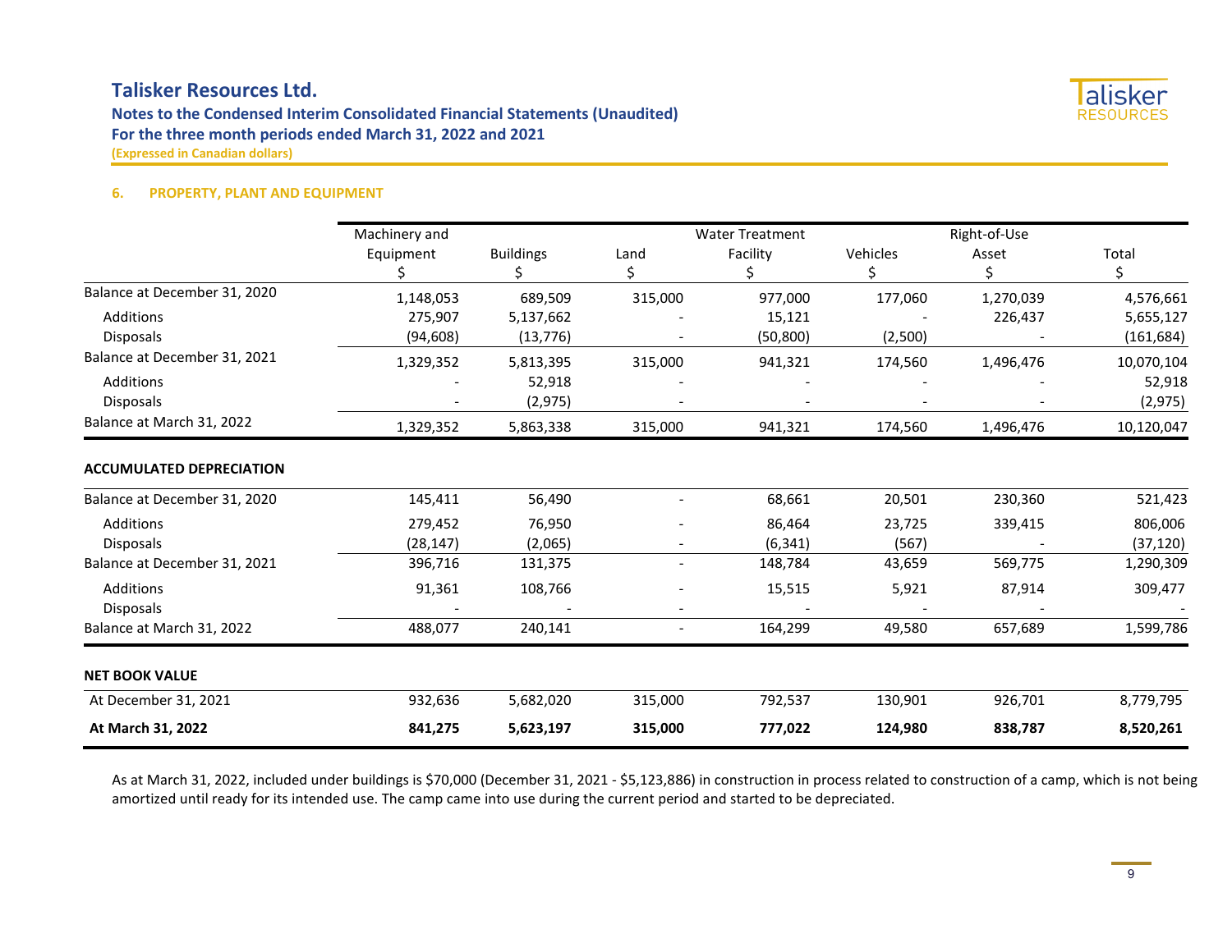## 6. PROPERTY, PLANT AND EQUIPMENT

| | Machinery and Equipment $ | Buildings $ | Land $ | Water Treatment Facility $ | Vehicles $ | Right-of-Use Asset $ | Total $ |
|---|---|---|---|---|---|---|---|
| Balance at December 31, 2020 | 1,148,053 | 689,509 | 315,000 | 977,000 | 177,060 | 1,270,039 | 4,576,661 |
| Additions | 275,907 | 5,137,662 | - | 15,121 | - | 226,437 | 5,655,127 |
| Disposals | (94,608) | (13,776) | - | (50,800) | (2,500) | - | (161,684) |
| Balance at December 31, 2021 | 1,329,352 | 5,813,395 | 315,000 | 941,321 | 174,560 | 1,496,476 | 10,070,104 |
| Additions | - | 52,918 | - | - | - | - | 52,918 |
| Disposals | - | (2,975) | - | - | - | - | (2,975) |
| Balance at March 31, 2022 | 1,329,352 | 5,863,338 | 315,000 | 941,321 | 174,560 | 1,496,476 | 10,120,047 |
| **ACCUMULATED DEPRECIATION** | | | | | | | |
| Balance at December 31, 2020 | 145,411 | 56,490 | - | 68,661 | 20,501 | 230,360 | 521,423 |
| Additions | 279,452 | 76,950 | - | 86,464 | 23,725 | 339,415 | 806,006 |
| Disposals | (28,147) | (2,065) | - | (6,341) | (567) | - | (37,120) |
| Balance at December 31, 2021 | 396,716 | 131,375 | - | 148,784 | 43,659 | 569,775 | 1,290,309 |
| Additions | 91,361 | 108,766 | - | 15,515 | 5,921 | 87,914 | 309,477 |
| Disposals | - | - | - | - | - | - | - |
| Balance at March 31, 2022 | 488,077 | 240,141 | - | 164,299 | 49,580 | 657,689 | 1,599,786 |
| **NET BOOK VALUE** | | | | | | | |
| At December 31, 2021 | 932,636 | 5,682,020 | 315,000 | 792,537 | 130,901 | 926,701 | 8,779,795 |
| **At March 31, 2022** | **841,275** | **5,623,197** | **315,000** | **777,022** | **124,980** | **838,787** | **8,520,261** |

As at March 31, 2022, included under buildings is $70,000 (December 31, 2021 - $5,123,886) in construction in process related to construction of a camp, which is not being amortized until ready for its intended use. The camp came into use during the current period and started to be depreciated.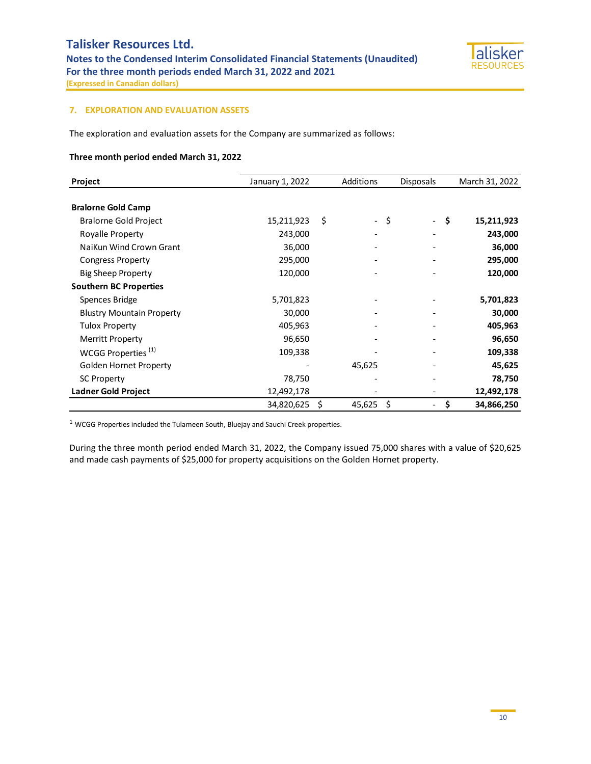## 7. EXPLORATION AND EVALUATION ASSETS

The exploration and evaluation assets for the Company are summarized as follows:

**Three month period ended March 31, 2022**

| Project | January 1, 2022 | Additions | Disposals | March 31, 2022 |
|---|---|---|---|---|
| **Bralorne Gold Camp** | | | | |
| Bralorne Gold Project | 15,211,923 | $ - | $ - | **$ 15,211,923** |
| Royalle Property | 243,000 | - | - | **243,000** |
| NaiKun Wind Crown Grant | 36,000 | - | - | **36,000** |
| Congress Property | 295,000 | - | - | **295,000** |
| Big Sheep Property | 120,000 | - | - | **120,000** |
| **Southern BC Properties** | | | | |
| Spences Bridge | 5,701,823 | - | - | **5,701,823** |
| Blustry Mountain Property | 30,000 | - | - | **30,000** |
| Tulox Property | 405,963 | - | - | **405,963** |
| Merritt Property | 96,650 | - | - | **96,650** |
| WCGG Properties (1) | 109,338 | - | - | **109,338** |
| Golden Hornet Property | - | 45,625 | - | **45,625** |
| SC Property | 78,750 | - | - | **78,750** |
| **Ladner Gold Project** | 12,492,178 | - | - | **12,492,178** |
| | 34,820,625 | $ 45,625 | $ - | **$ 34,866,250** |

[1] WCGG Properties included the Tulameen South, Bluejay and Sauchi Creek properties.

During the three month period ended March 31, 2022, the Company issued 75,000 shares with a value of $20,625 and made cash payments of $25,000 for property acquisitions on the Golden Hornet property.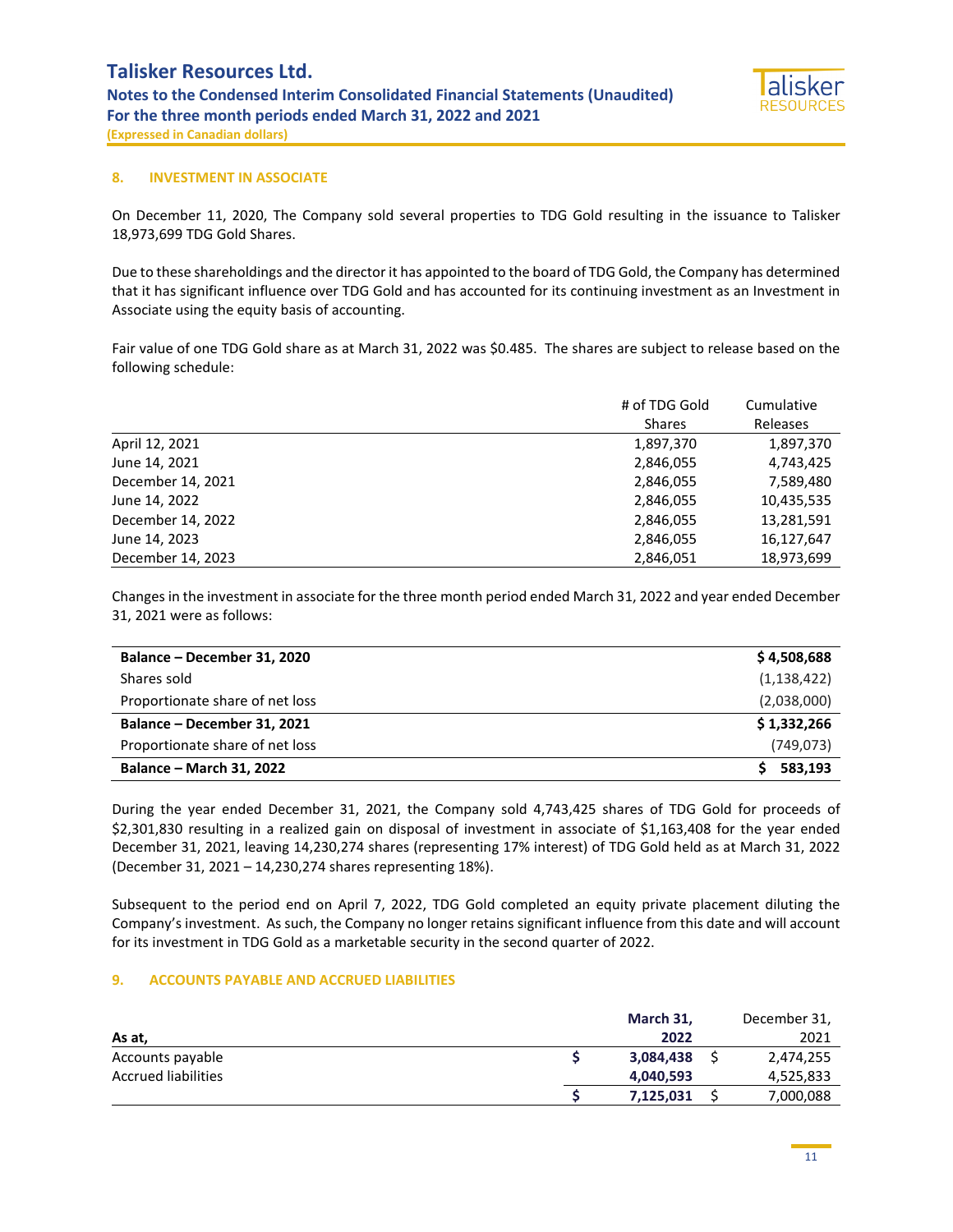## 8. INVESTMENT IN ASSOCIATE

On December 11, 2020, The Company sold several properties to TDG Gold resulting in the issuance to Talisker 18,973,699 TDG Gold Shares.

Due to these shareholdings and the director it has appointed to the board of TDG Gold, the Company has determined that it has significant influence over TDG Gold and has accounted for its continuing investment as an Investment in Associate using the equity basis of accounting.

Fair value of one TDG Gold share as at March 31, 2022 was $0.485. The shares are subject to release based on the following schedule:

| | # of TDG Gold Shares | Cumulative Releases |
|---|---|---|
| April 12, 2021 | 1,897,370 | 1,897,370 |
| June 14, 2021 | 2,846,055 | 4,743,425 |
| December 14, 2021 | 2,846,055 | 7,589,480 |
| June 14, 2022 | 2,846,055 | 10,435,535 |
| December 14, 2022 | 2,846,055 | 13,281,591 |
| June 14, 2023 | 2,846,055 | 16,127,647 |
| December 14, 2023 | 2,846,051 | 18,973,699 |

Changes in the investment in associate for the three month period ended March 31, 2022 and year ended December 31, 2021 were as follows:

| | |
|---|---|
| **Balance – December 31, 2020** | **$ 4,508,688** |
| Shares sold | (1,138,422) |
| Proportionate share of net loss | (2,038,000) |
| **Balance – December 31, 2021** | **$ 1,332,266** |
| Proportionate share of net loss | (749,073) |
| **Balance – March 31, 2022** | **$ 583,193** |

During the year ended December 31, 2021, the Company sold 4,743,425 shares of TDG Gold for proceeds of $2,301,830 resulting in a realized gain on disposal of investment in associate of $1,163,408 for the year ended December 31, 2021, leaving 14,230,274 shares (representing 17% interest) of TDG Gold held as at March 31, 2022 (December 31, 2021 – 14,230,274 shares representing 18%).

Subsequent to the period end on April 7, 2022, TDG Gold completed an equity private placement diluting the Company's investment. As such, the Company no longer retains significant influence from this date and will account for its investment in TDG Gold as a marketable security in the second quarter of 2022.

## 9. ACCOUNTS PAYABLE AND ACCRUED LIABILITIES

| As at, | March 31, 2022 | December 31, 2021 |
|---|---|---|
| Accounts payable | $ **3,084,438** | $ 2,474,255 |
| Accrued liabilities | **4,040,593** | 4,525,833 |
| | $ **7,125,031** | $ 7,000,088 |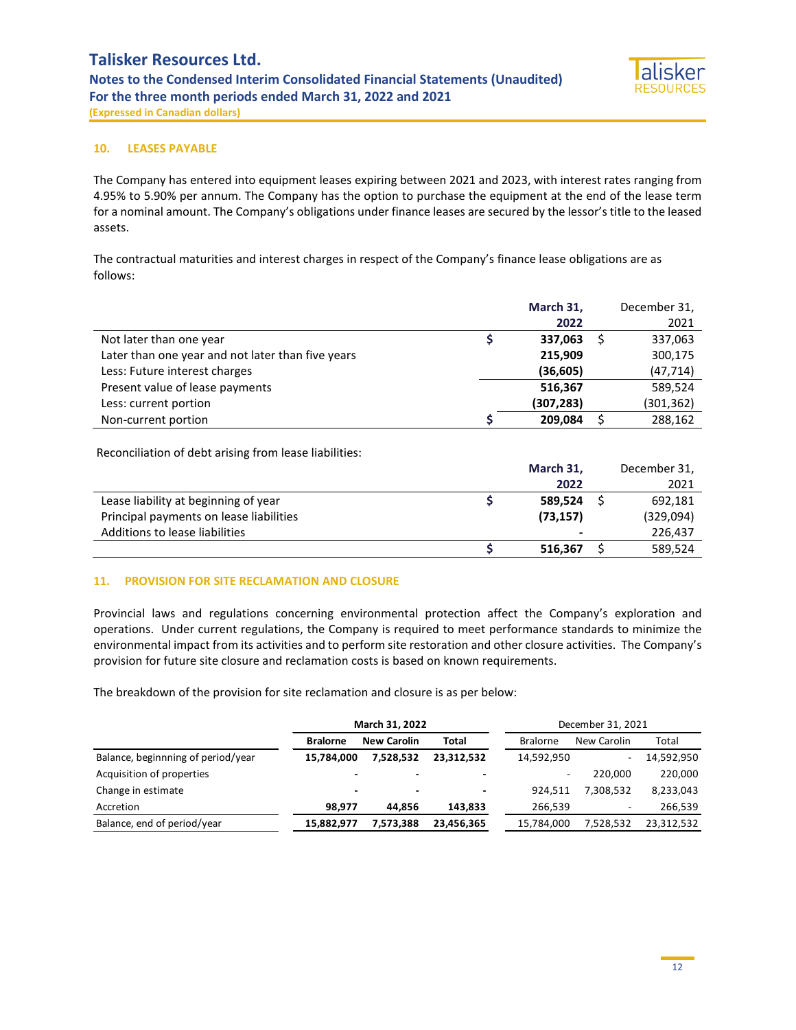## 10. LEASES PAYABLE

The Company has entered into equipment leases expiring between 2021 and 2023, with interest rates ranging from 4.95% to 5.90% per annum. The Company has the option to purchase the equipment at the end of the lease term for a nominal amount. The Company's obligations under finance leases are secured by the lessor's title to the leased assets.

The contractual maturities and interest charges in respect of the Company's finance lease obligations are as follows:

| | March 31, 2022 | December 31, 2021 |
|---|---|---|
| Not later than one year | $ 337,063 | $ 337,063 |
| Later than one year and not later than five years | 215,909 | 300,175 |
| Less: Future interest charges | (36,605) | (47,714) |
| Present value of lease payments | 516,367 | 589,524 |
| Less: current portion | (307,283) | (301,362) |
| Non-current portion | $ 209,084 | $ 288,162 |

Reconciliation of debt arising from lease liabilities:

| | March 31, 2022 | December 31, 2021 |
|---|---|---|
| Lease liability at beginning of year | $ 589,524 | $ 692,181 |
| Principal payments on lease liabilities | (73,157) | (329,094) |
| Additions to lease liabilities | - | 226,437 |
| | $ 516,367 | $ 589,524 |

## 11. PROVISION FOR SITE RECLAMATION AND CLOSURE

Provincial laws and regulations concerning environmental protection affect the Company's exploration and operations. Under current regulations, the Company is required to meet performance standards to minimize the environmental impact from its activities and to perform site restoration and other closure activities. The Company's provision for future site closure and reclamation costs is based on known requirements.

The breakdown of the provision for site reclamation and closure is as per below:

| | March 31, 2022 | | | December 31, 2021 | | |
|---|---|---|---|---|---|---|
| | Bralorne | New Carolin | Total | Bralorne | New Carolin | Total |
| Balance, beginnning of period/year | 15,784,000 | 7,528,532 | 23,312,532 | 14,592,950 | - | 14,592,950 |
| Acquisition of properties | - | - | - | - | 220,000 | 220,000 |
| Change in estimate | - | - | - | 924,511 | 7,308,532 | 8,233,043 |
| Accretion | 98,977 | 44,856 | 143,833 | 266,539 | - | 266,539 |
| Balance, end of period/year | 15,882,977 | 7,573,388 | 23,456,365 | 15,784,000 | 7,528,532 | 23,312,532 |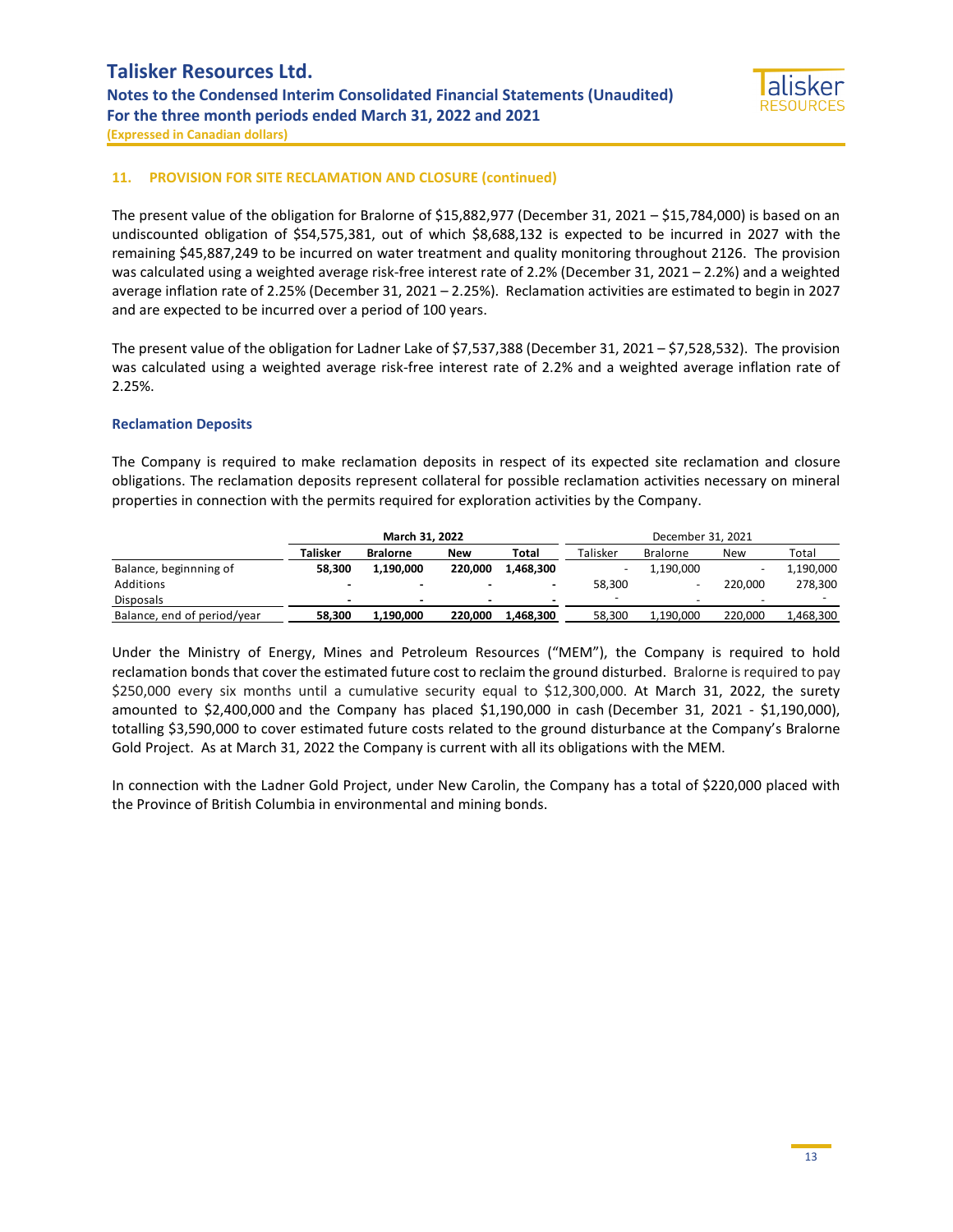## 11. PROVISION FOR SITE RECLAMATION AND CLOSURE (continued)

The present value of the obligation for Bralorne of $15,882,977 (December 31, 2021 – $15,784,000) is based on an undiscounted obligation of $54,575,381, out of which $8,688,132 is expected to be incurred in 2027 with the remaining $45,887,249 to be incurred on water treatment and quality monitoring throughout 2126. The provision was calculated using a weighted average risk-free interest rate of 2.2% (December 31, 2021 – 2.2%) and a weighted average inflation rate of 2.25% (December 31, 2021 – 2.25%). Reclamation activities are estimated to begin in 2027 and are expected to be incurred over a period of 100 years.

The present value of the obligation for Ladner Lake of $7,537,388 (December 31, 2021 – $7,528,532). The provision was calculated using a weighted average risk-free interest rate of 2.2% and a weighted average inflation rate of 2.25%.

### Reclamation Deposits

The Company is required to make reclamation deposits in respect of its expected site reclamation and closure obligations. The reclamation deposits represent collateral for possible reclamation activities necessary on mineral properties in connection with the permits required for exploration activities by the Company.

| | March 31, 2022 | | | | December 31, 2021 | | | |
|---|---|---|---|---|---|---|---|---|
| | Talisker | Bralorne | New | Total | Talisker | Bralorne | New | Total |
| Balance, beginnning of | 58,300 | 1,190,000 | 220,000 | 1,468,300 | - | 1,190,000 | - | 1,190,000 |
| Additions | - | - | - | - | 58,300 | - | 220,000 | 278,300 |
| Disposals | - | - | - | - | - | - | - | - |
| Balance, end of period/year | 58,300 | 1,190,000 | 220,000 | 1,468,300 | 58,300 | 1,190,000 | 220,000 | 1,468,300 |

Under the Ministry of Energy, Mines and Petroleum Resources ("MEM"), the Company is required to hold reclamation bonds that cover the estimated future cost to reclaim the ground disturbed. Bralorne is required to pay $250,000 every six months until a cumulative security equal to $12,300,000. At March 31, 2022, the surety amounted to $2,400,000 and the Company has placed $1,190,000 in cash (December 31, 2021 - $1,190,000), totalling $3,590,000 to cover estimated future costs related to the ground disturbance at the Company's Bralorne Gold Project. As at March 31, 2022 the Company is current with all its obligations with the MEM.

In connection with the Ladner Gold Project, under New Carolin, the Company has a total of $220,000 placed with the Province of British Columbia in environmental and mining bonds.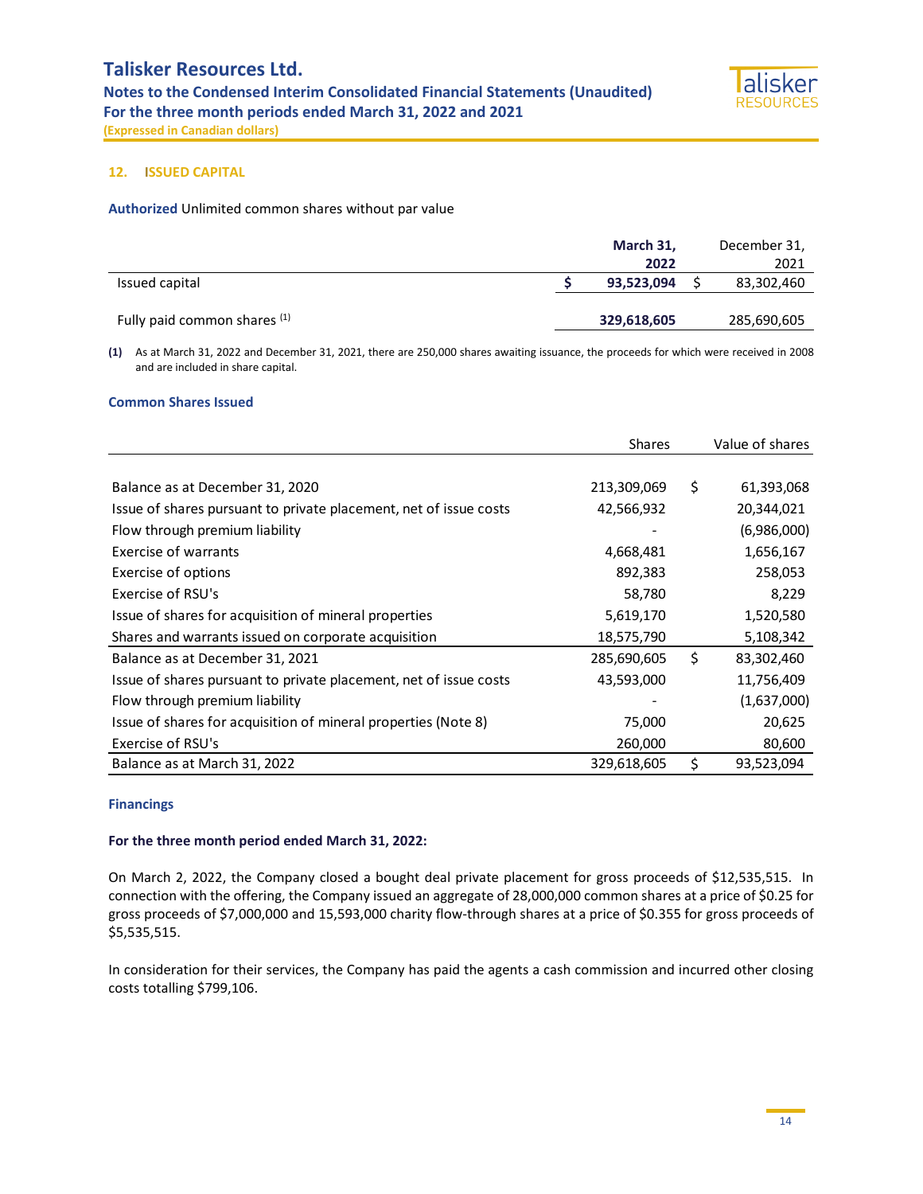## 12. ISSUED CAPITAL

**Authorized** Unlimited common shares without par value

| | | March 31, 2022 | | December 31, 2021 |
|---|---|---|---|---|
| Issued capital | $ | **93,523,094** | $ | 83,302,460 |
| Fully paid common shares [(1)] | | **329,618,605** | | 285,690,605 |

**(1)** As at March 31, 2022 and December 31, 2021, there are 250,000 shares awaiting issuance, the proceeds for which were received in 2008 and are included in share capital.

### Common Shares Issued

| | Shares | | Value of shares |
|---|---|---|---|
| Balance as at December 31, 2020 | 213,309,069 | $ | 61,393,068 |
| Issue of shares pursuant to private placement, net of issue costs | 42,566,932 | | 20,344,021 |
| Flow through premium liability | - | | (6,986,000) |
| Exercise of warrants | 4,668,481 | | 1,656,167 |
| Exercise of options | 892,383 | | 258,053 |
| Exercise of RSU's | 58,780 | | 8,229 |
| Issue of shares for acquisition of mineral properties | 5,619,170 | | 1,520,580 |
| Shares and warrants issued on corporate acquisition | 18,575,790 | | 5,108,342 |
| Balance as at December 31, 2021 | 285,690,605 | $ | 83,302,460 |
| Issue of shares pursuant to private placement, net of issue costs | 43,593,000 | | 11,756,409 |
| Flow through premium liability | - | | (1,637,000) |
| Issue of shares for acquisition of mineral properties (Note 8) | 75,000 | | 20,625 |
| Exercise of RSU's | 260,000 | | 80,600 |
| Balance as at March 31, 2022 | 329,618,605 | $ | 93,523,094 |

### Financings

**For the three month period ended March 31, 2022:**

On March 2, 2022, the Company closed a bought deal private placement for gross proceeds of $12,535,515. In connection with the offering, the Company issued an aggregate of 28,000,000 common shares at a price of $0.25 for gross proceeds of $7,000,000 and 15,593,000 charity flow-through shares at a price of $0.355 for gross proceeds of $5,535,515.

In consideration for their services, the Company has paid the agents a cash commission and incurred other closing costs totalling $799,106.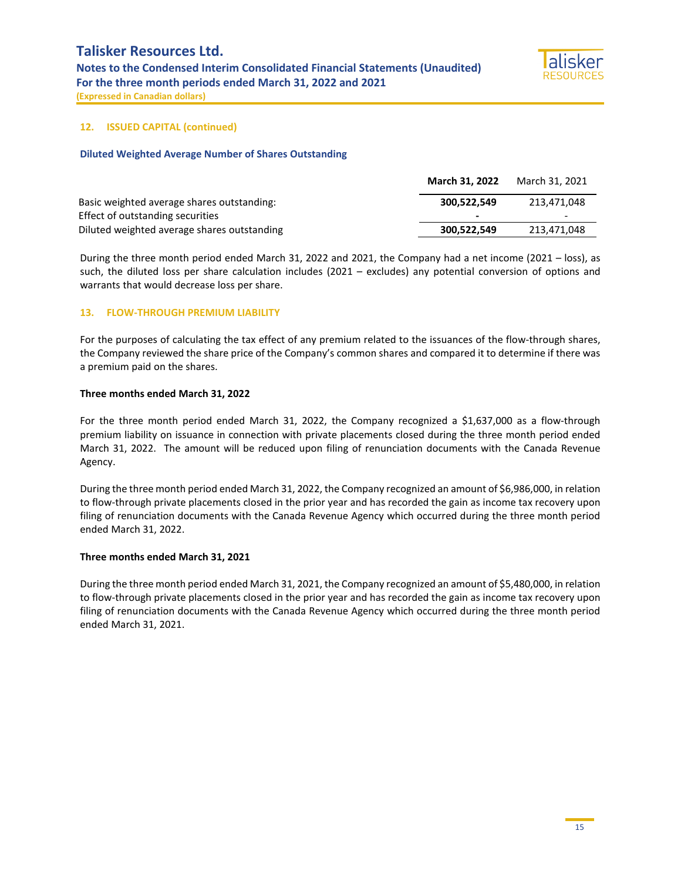## 12. ISSUED CAPITAL (continued)

### Diluted Weighted Average Number of Shares Outstanding

| | **March 31, 2022** | March 31, 2021 |
|---|---|---|
| Basic weighted average shares outstanding: | **300,522,549** | 213,471,048 |
| Effect of outstanding securities | **-** | - |
| Diluted weighted average shares outstanding | **300,522,549** | 213,471,048 |

During the three month period ended March 31, 2022 and 2021, the Company had a net income (2021 – loss), as such, the diluted loss per share calculation includes (2021 – excludes) any potential conversion of options and warrants that would decrease loss per share.

## 13. FLOW-THROUGH PREMIUM LIABILITY

For the purposes of calculating the tax effect of any premium related to the issuances of the flow-through shares, the Company reviewed the share price of the Company's common shares and compared it to determine if there was a premium paid on the shares.

**Three months ended March 31, 2022**

For the three month period ended March 31, 2022, the Company recognized a $1,637,000 as a flow-through premium liability on issuance in connection with private placements closed during the three month period ended March 31, 2022. The amount will be reduced upon filing of renunciation documents with the Canada Revenue Agency.

During the three month period ended March 31, 2022, the Company recognized an amount of $6,986,000, in relation to flow-through private placements closed in the prior year and has recorded the gain as income tax recovery upon filing of renunciation documents with the Canada Revenue Agency which occurred during the three month period ended March 31, 2022.

**Three months ended March 31, 2021**

During the three month period ended March 31, 2021, the Company recognized an amount of $5,480,000, in relation to flow-through private placements closed in the prior year and has recorded the gain as income tax recovery upon filing of renunciation documents with the Canada Revenue Agency which occurred during the three month period ended March 31, 2021.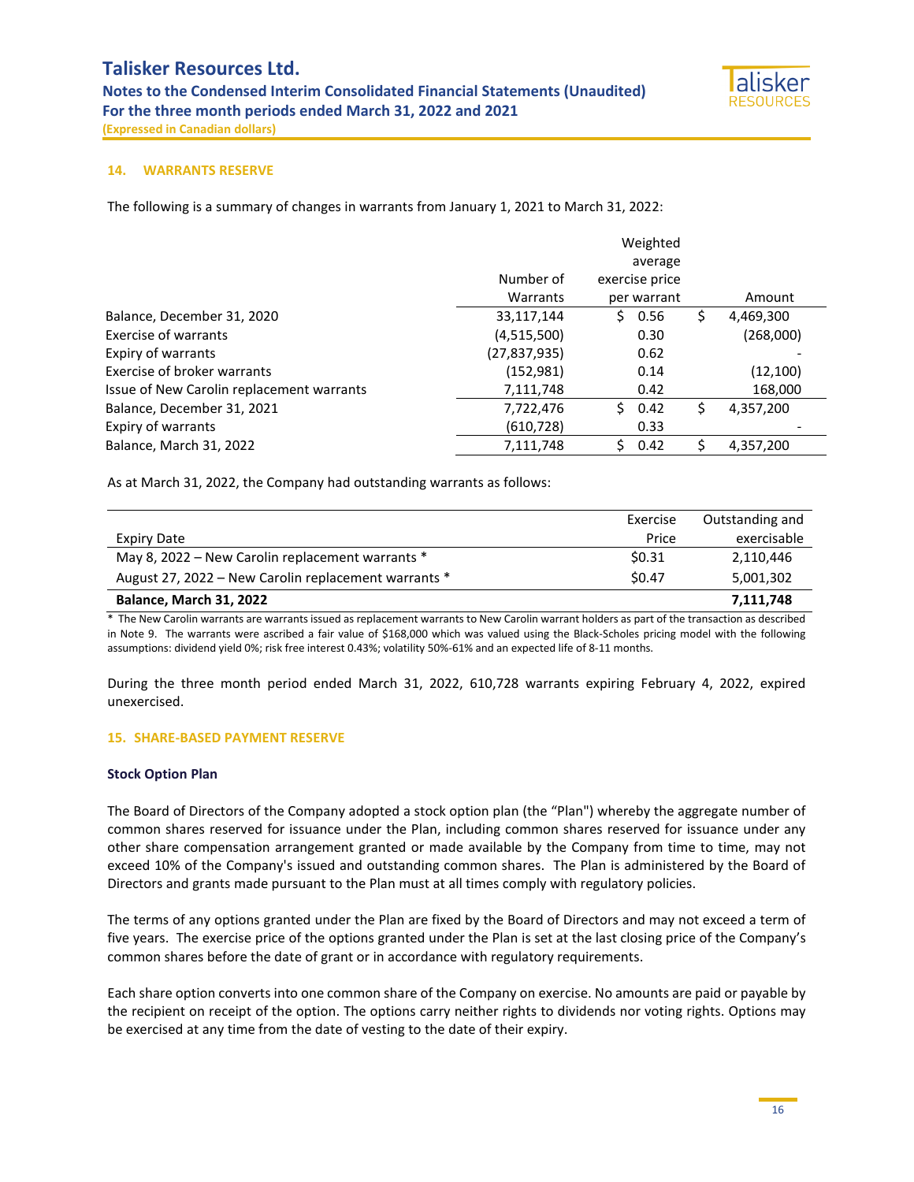## 14. WARRANTS RESERVE

The following is a summary of changes in warrants from January 1, 2021 to March 31, 2022:

| | Number of Warrants | Weighted average exercise price per warrant | Amount |
|---|---|---|---|
| Balance, December 31, 2020 | 33,117,144 | $ 0.56 | $ 4,469,300 |
| Exercise of warrants | (4,515,500) | 0.30 | (268,000) |
| Expiry of warrants | (27,837,935) | 0.62 | - |
| Exercise of broker warrants | (152,981) | 0.14 | (12,100) |
| Issue of New Carolin replacement warrants | 7,111,748 | 0.42 | 168,000 |
| Balance, December 31, 2021 | 7,722,476 | $ 0.42 | $ 4,357,200 |
| Expiry of warrants | (610,728) | 0.33 | - |
| Balance, March 31, 2022 | 7,111,748 | $ 0.42 | $ 4,357,200 |

As at March 31, 2022, the Company had outstanding warrants as follows:

| Expiry Date | Exercise Price | Outstanding and exercisable |
|---|---|---|
| May 8, 2022 – New Carolin replacement warrants * | $0.31 | 2,110,446 |
| August 27, 2022 – New Carolin replacement warrants * | $0.47 | 5,001,302 |
| **Balance, March 31, 2022** | | **7,111,748** |

* The New Carolin warrants are warrants issued as replacement warrants to New Carolin warrant holders as part of the transaction as described in Note 9. The warrants were ascribed a fair value of $168,000 which was valued using the Black-Scholes pricing model with the following assumptions: dividend yield 0%; risk free interest 0.43%; volatility 50%-61% and an expected life of 8-11 months.

During the three month period ended March 31, 2022, 610,728 warrants expiring February 4, 2022, expired unexercised.

## 15. SHARE-BASED PAYMENT RESERVE

### Stock Option Plan

The Board of Directors of the Company adopted a stock option plan (the "Plan") whereby the aggregate number of common shares reserved for issuance under the Plan, including common shares reserved for issuance under any other share compensation arrangement granted or made available by the Company from time to time, may not exceed 10% of the Company's issued and outstanding common shares. The Plan is administered by the Board of Directors and grants made pursuant to the Plan must at all times comply with regulatory policies.

The terms of any options granted under the Plan are fixed by the Board of Directors and may not exceed a term of five years. The exercise price of the options granted under the Plan is set at the last closing price of the Company's common shares before the date of grant or in accordance with regulatory requirements.

Each share option converts into one common share of the Company on exercise. No amounts are paid or payable by the recipient on receipt of the option. The options carry neither rights to dividends nor voting rights. Options may be exercised at any time from the date of vesting to the date of their expiry.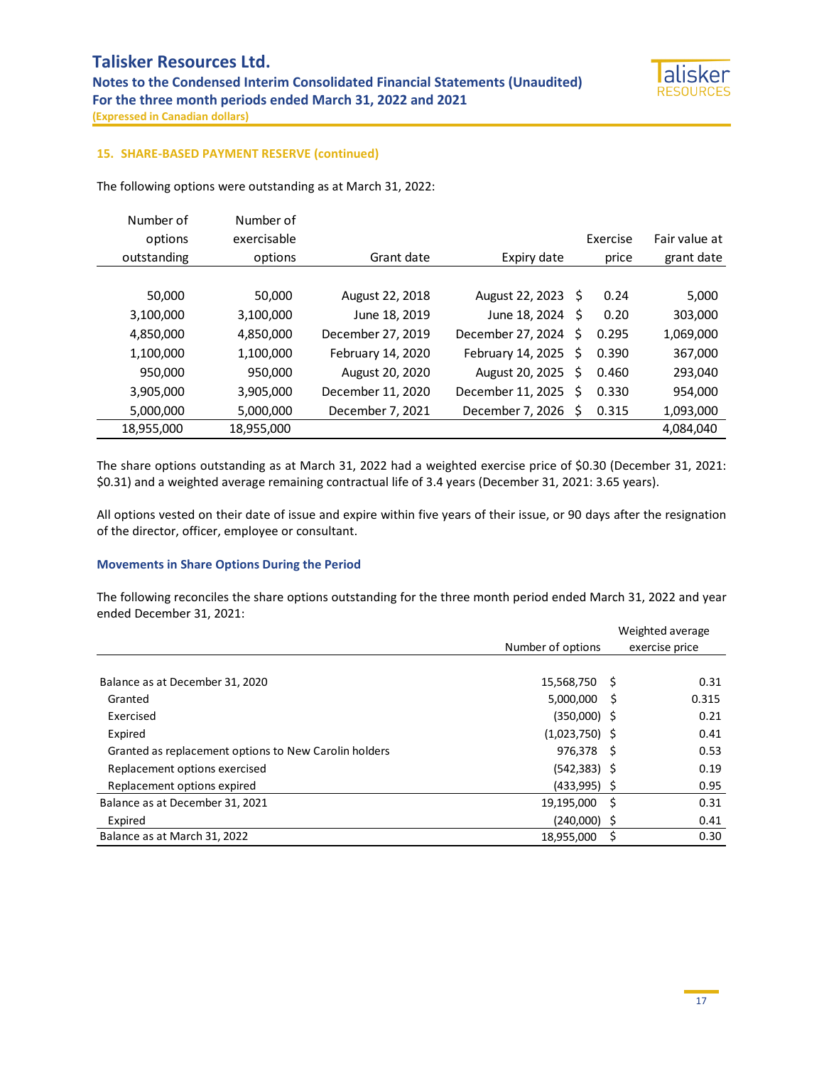### 15. SHARE-BASED PAYMENT RESERVE (continued)

The following options were outstanding as at March 31, 2022:

| Number of options outstanding | Number of exercisable options | Grant date | Expiry date | Exercise price | Fair value at grant date |
|---|---|---|---|---|---|
| 50,000 | 50,000 | August 22, 2018 | August 22, 2023 | $ 0.24 | 5,000 |
| 3,100,000 | 3,100,000 | June 18, 2019 | June 18, 2024 | $ 0.20 | 303,000 |
| 4,850,000 | 4,850,000 | December 27, 2019 | December 27, 2024 | $ 0.295 | 1,069,000 |
| 1,100,000 | 1,100,000 | February 14, 2020 | February 14, 2025 | $ 0.390 | 367,000 |
| 950,000 | 950,000 | August 20, 2020 | August 20, 2025 | $ 0.460 | 293,040 |
| 3,905,000 | 3,905,000 | December 11, 2020 | December 11, 2025 | $ 0.330 | 954,000 |
| 5,000,000 | 5,000,000 | December 7, 2021 | December 7, 2026 | $ 0.315 | 1,093,000 |
| 18,955,000 | 18,955,000 | | | | 4,084,040 |

The share options outstanding as at March 31, 2022 had a weighted exercise price of $0.30 (December 31, 2021: $0.31) and a weighted average remaining contractual life of 3.4 years (December 31, 2021: 3.65 years).

All options vested on their date of issue and expire within five years of their issue, or 90 days after the resignation of the director, officer, employee or consultant.

#### Movements in Share Options During the Period

The following reconciles the share options outstanding for the three month period ended March 31, 2022 and year ended December 31, 2021:

| | Number of options | Weighted average exercise price |
|---|---|---|
| Balance as at December 31, 2020 | 15,568,750 | $ 0.31 |
| Granted | 5,000,000 | $ 0.315 |
| Exercised | (350,000) | $ 0.21 |
| Expired | (1,023,750) | $ 0.41 |
| Granted as replacement options to New Carolin holders | 976,378 | $ 0.53 |
| Replacement options exercised | (542,383) | $ 0.19 |
| Replacement options expired | (433,995) | $ 0.95 |
| Balance as at December 31, 2021 | 19,195,000 | $ 0.31 |
| Expired | (240,000) | $ 0.41 |
| Balance as at March 31, 2022 | 18,955,000 | $ 0.30 |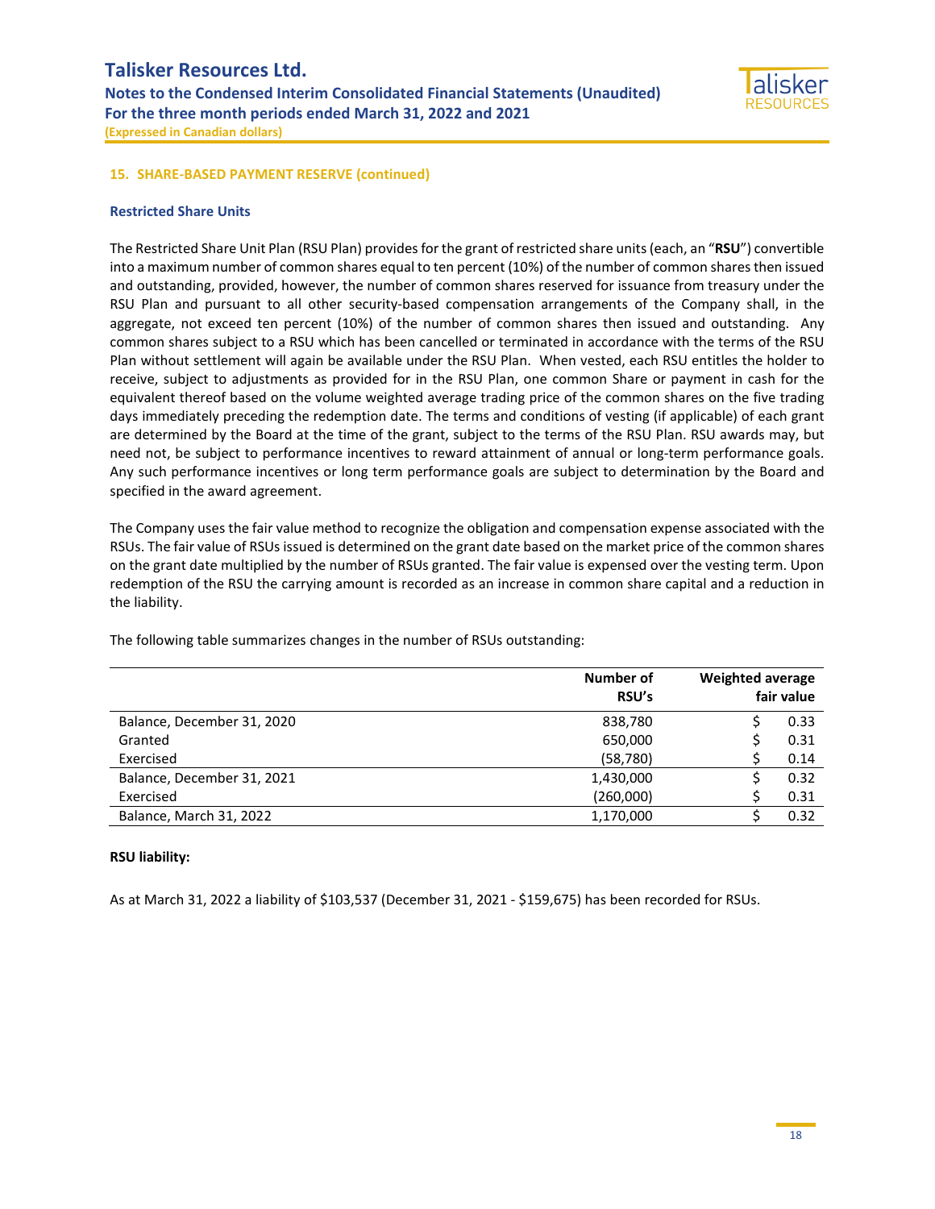## 15. SHARE-BASED PAYMENT RESERVE (continued)

### Restricted Share Units

The Restricted Share Unit Plan (RSU Plan) provides for the grant of restricted share units (each, an "**RSU**") convertible into a maximum number of common shares equal to ten percent (10%) of the number of common shares then issued and outstanding, provided, however, the number of common shares reserved for issuance from treasury under the RSU Plan and pursuant to all other security-based compensation arrangements of the Company shall, in the aggregate, not exceed ten percent (10%) of the number of common shares then issued and outstanding. Any common shares subject to a RSU which has been cancelled or terminated in accordance with the terms of the RSU Plan without settlement will again be available under the RSU Plan. When vested, each RSU entitles the holder to receive, subject to adjustments as provided for in the RSU Plan, one common Share or payment in cash for the equivalent thereof based on the volume weighted average trading price of the common shares on the five trading days immediately preceding the redemption date. The terms and conditions of vesting (if applicable) of each grant are determined by the Board at the time of the grant, subject to the terms of the RSU Plan. RSU awards may, but need not, be subject to performance incentives to reward attainment of annual or long-term performance goals. Any such performance incentives or long term performance goals are subject to determination by the Board and specified in the award agreement.

The Company uses the fair value method to recognize the obligation and compensation expense associated with the RSUs. The fair value of RSUs issued is determined on the grant date based on the market price of the common shares on the grant date multiplied by the number of RSUs granted. The fair value is expensed over the vesting term. Upon redemption of the RSU the carrying amount is recorded as an increase in common share capital and a reduction in the liability.

The following table summarizes changes in the number of RSUs outstanding:

| | Number of RSU's | Weighted average fair value |
|---|---:|---:|
| Balance, December 31, 2020 | 838,780 | $ 0.33 |
| Granted | 650,000 | $ 0.31 |
| Exercised | (58,780) | $ 0.14 |
| Balance, December 31, 2021 | 1,430,000 | $ 0.32 |
| Exercised | (260,000) | $ 0.31 |
| Balance, March 31, 2022 | 1,170,000 | $ 0.32 |

**RSU liability:**

As at March 31, 2022 a liability of $103,537 (December 31, 2021 - $159,675) has been recorded for RSUs.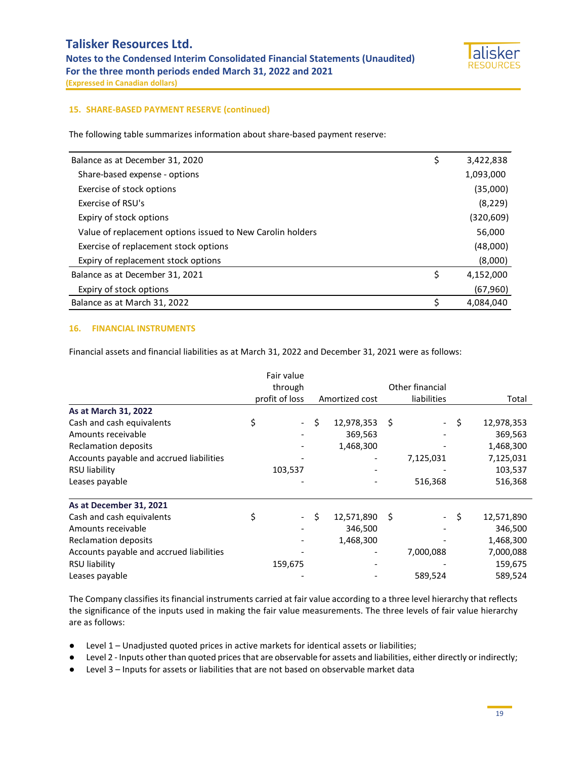### 15. SHARE-BASED PAYMENT RESERVE (continued)

The following table summarizes information about share-based payment reserve:

| | | |
|---|---|---|
| Balance as at December 31, 2020 | $ | 3,422,838 |
| Share-based expense - options | | 1,093,000 |
| Exercise of stock options | | (35,000) |
| Exercise of RSU's | | (8,229) |
| Expiry of stock options | | (320,609) |
| Value of replacement options issued to New Carolin holders | | 56,000 |
| Exercise of replacement stock options | | (48,000) |
| Expiry of replacement stock options | | (8,000) |
| Balance as at December 31, 2021 | $ | 4,152,000 |
| Expiry of stock options | | (67,960) |
| Balance as at March 31, 2022 | $ | 4,084,040 |

### 16. FINANCIAL INSTRUMENTS

Financial assets and financial liabilities as at March 31, 2022 and December 31, 2021 were as follows:

| | Fair value through profit of loss | Amortized cost | Other financial liabilities | Total |
|---|---|---|---|---|
| **As at March 31, 2022** | | | | |
| Cash and cash equivalents | $ - | $ 12,978,353 | $ - | $ 12,978,353 |
| Amounts receivable | - | 369,563 | - | 369,563 |
| Reclamation deposits | - | 1,468,300 | - | 1,468,300 |
| Accounts payable and accrued liabilities | - | - | 7,125,031 | 7,125,031 |
| RSU liability | 103,537 | - | - | 103,537 |
| Leases payable | - | - | 516,368 | 516,368 |
| **As at December 31, 2021** | | | | |
| Cash and cash equivalents | $ - | $ 12,571,890 | $ - | $ 12,571,890 |
| Amounts receivable | - | 346,500 | - | 346,500 |
| Reclamation deposits | - | 1,468,300 | - | 1,468,300 |
| Accounts payable and accrued liabilities | - | - | 7,000,088 | 7,000,088 |
| RSU liability | 159,675 | - | - | 159,675 |
| Leases payable | - | - | 589,524 | 589,524 |

The Company classifies its financial instruments carried at fair value according to a three level hierarchy that reflects the significance of the inputs used in making the fair value measurements. The three levels of fair value hierarchy are as follows:

- Level 1 – Unadjusted quoted prices in active markets for identical assets or liabilities;
- Level 2 - Inputs other than quoted prices that are observable for assets and liabilities, either directly or indirectly;
- Level 3 – Inputs for assets or liabilities that are not based on observable market data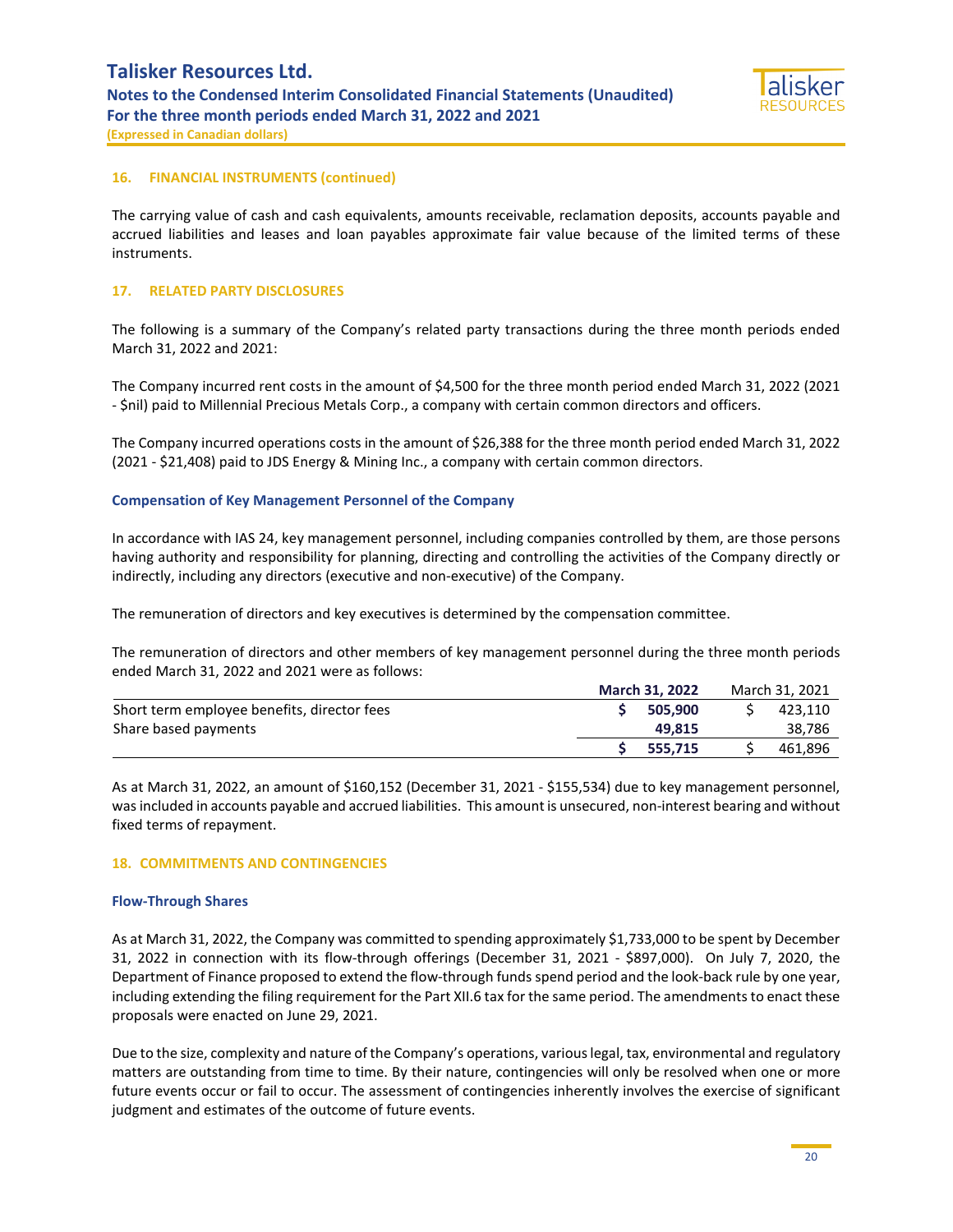## 16. FINANCIAL INSTRUMENTS (continued)

The carrying value of cash and cash equivalents, amounts receivable, reclamation deposits, accounts payable and accrued liabilities and leases and loan payables approximate fair value because of the limited terms of these instruments.

## 17. RELATED PARTY DISCLOSURES

The following is a summary of the Company's related party transactions during the three month periods ended March 31, 2022 and 2021:

The Company incurred rent costs in the amount of $4,500 for the three month period ended March 31, 2022 (2021 - $nil) paid to Millennial Precious Metals Corp., a company with certain common directors and officers.

The Company incurred operations costs in the amount of $26,388 for the three month period ended March 31, 2022 (2021 - $21,408) paid to JDS Energy & Mining Inc., a company with certain common directors.

### Compensation of Key Management Personnel of the Company

In accordance with IAS 24, key management personnel, including companies controlled by them, are those persons having authority and responsibility for planning, directing and controlling the activities of the Company directly or indirectly, including any directors (executive and non-executive) of the Company.

The remuneration of directors and key executives is determined by the compensation committee.

The remuneration of directors and other members of key management personnel during the three month periods ended March 31, 2022 and 2021 were as follows:

| | **March 31, 2022** | March 31, 2021 |
|---|---|---|
| Short term employee benefits, director fees | **$ 505,900** | $ 423,110 |
| Share based payments | **49,815** | 38,786 |
| | **$ 555,715** | $ 461,896 |

As at March 31, 2022, an amount of $160,152 (December 31, 2021 - $155,534) due to key management personnel, was included in accounts payable and accrued liabilities. This amount is unsecured, non-interest bearing and without fixed terms of repayment.

## 18. COMMITMENTS AND CONTINGENCIES

### Flow-Through Shares

As at March 31, 2022, the Company was committed to spending approximately $1,733,000 to be spent by December 31, 2022 in connection with its flow-through offerings (December 31, 2021 - $897,000). On July 7, 2020, the Department of Finance proposed to extend the flow-through funds spend period and the look-back rule by one year, including extending the filing requirement for the Part XII.6 tax for the same period. The amendments to enact these proposals were enacted on June 29, 2021.

Due to the size, complexity and nature of the Company's operations, various legal, tax, environmental and regulatory matters are outstanding from time to time. By their nature, contingencies will only be resolved when one or more future events occur or fail to occur. The assessment of contingencies inherently involves the exercise of significant judgment and estimates of the outcome of future events.